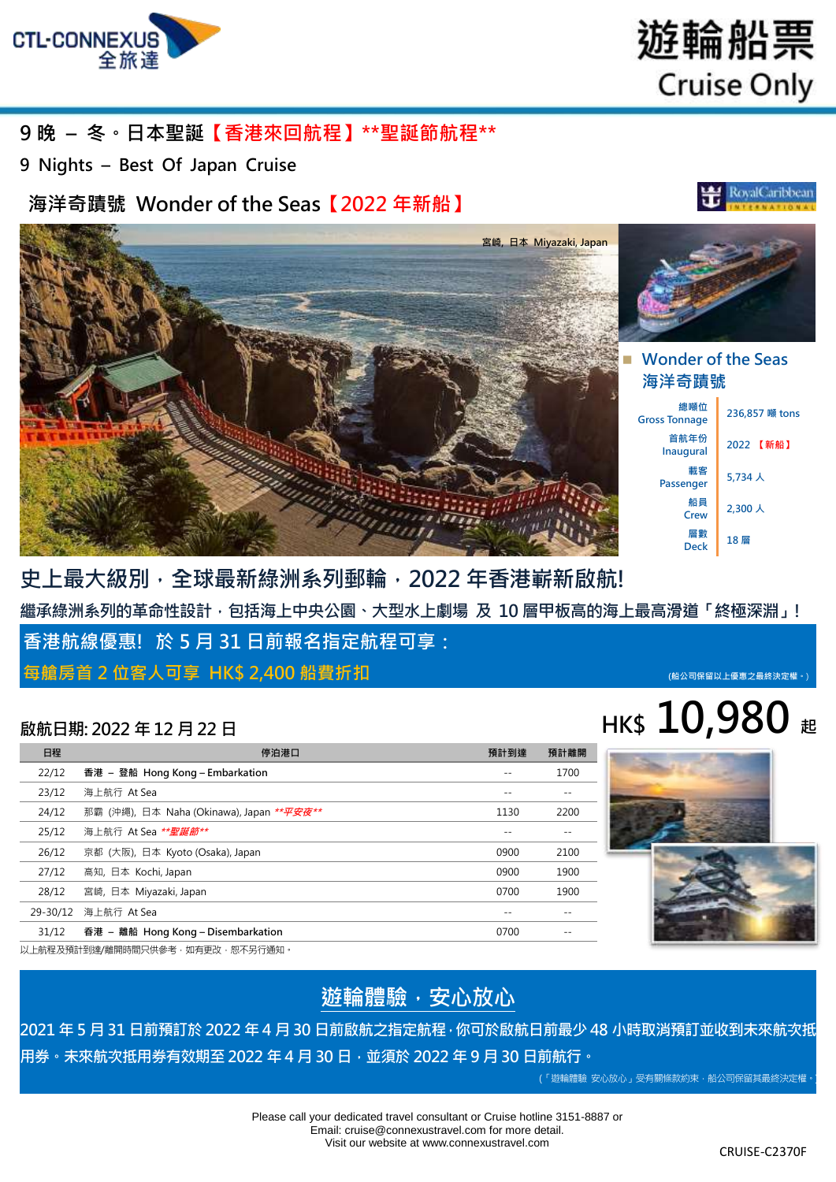# 遊輪船票 Cruise Only

## 9 晚 – 冬。日本聖誕【香港來回航程】**聖誕節航程**

## 9 Nights – Best Of Japan Cruise

### 海洋奇蹟號 Wonder of the Seas【2022 年新船】

宮崎, 日本 Miyazaki, Japan

**Wonder of the Seas 海洋奇蹟號**

| | |
|---|---|
| 總噸位 Gross Tonnage | 236,857 噸 tons |
| 首航年份 Inaugural | 2022 【新船】 |
| 載客 Passenger | 5,734 人 |
| 船員 Crew | 2,300 人 |
| 層數 Deck | 18 層 |

## 史上最大級別，全球最新綠洲系列郵輪，2022 年香港嶄新啟航!

**繼承綠洲系列的革命性設計，包括海上中央公園、大型水上劇場 及 10 層甲板高的海上最高滑道「終極深淵」!**

**香港航線優惠! 於 5 月 31 日前報名指定航程可享：**

**每艙房首 2 位客人可享 HK$ 2,400 船費折扣**

(船公司保留以上優惠之最終決定權。)

**啟航日期: 2022 年 12 月 22 日**

**HK$ 10,980 起**

| 日程 | 停泊港口 | 預計到達 | 預計離開 |
|---|---|---|---|
| 22/12 | **香港 – 登船 Hong Kong – Embarkation** | -- | 1700 |
| 23/12 | 海上航行 At Sea | -- | -- |
| 24/12 | 那霸 (沖繩), 日本 Naha (Okinawa), Japan ***平安夜*** | 1130 | 2200 |
| 25/12 | 海上航行 At Sea ***聖誕節*** | -- | -- |
| 26/12 | 京都 (大阪), 日本 Kyoto (Osaka), Japan | 0900 | 2100 |
| 27/12 | 高知, 日本 Kochi, Japan | 0900 | 1900 |
| 28/12 | 宮崎, 日本 Miyazaki, Japan | 0700 | 1900 |
| 29-30/12 | 海上航行 At Sea | -- | -- |
| 31/12 | **香港 – 離船 Hong Kong – Disembarkation** | 0700 | -- |

以上航程及預計到達/離開時間只供參考，如有更改，恕不另行通知。

## 遊輪體驗，安心放心

**2021 年 5 月 31 日前預訂於 2022 年 4 月 30 日前啟航之指定航程，你可於啟航日前最少 48 小時取消預訂並收到未來航次抵用券。未來航次抵用券有效期至 2022 年 4 月 30 日，並須於 2022 年 9 月 30 日前航行。**

(「遊輪體驗 安心放心」受有關條款約束，船公司保留其最終決定權。)

Please call your dedicated travel consultant or Cruise hotline 3151-8887 or Email: cruise@connexustravel.com for more detail.
Visit our website at www.connexustravel.com

CRUISE-C2370F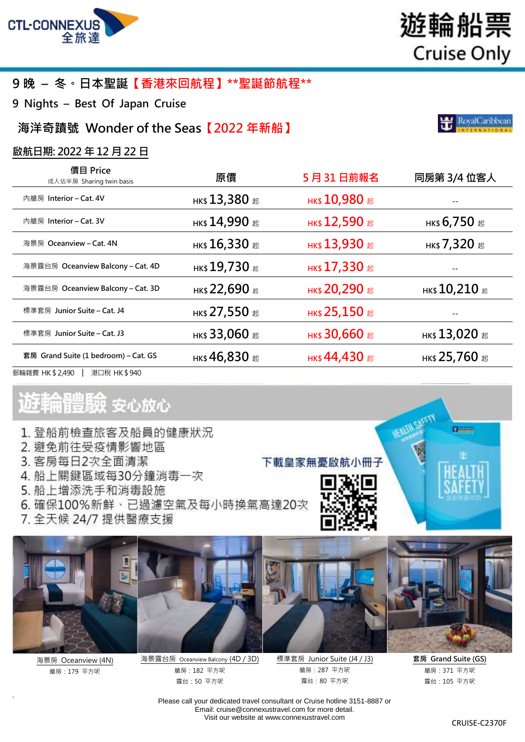CTL-CONNEXUS 全旅達

# 遊輪船票 Cruise Only

## 9 晚 – 冬。日本聖誕【香港來回航程】**聖誕節航程**

## 9 Nights – Best Of Japan Cruise

### 海洋奇蹟號 Wonder of the Seas【2022 年新船】

**啟航日期: 2022 年 12 月 22 日**

| 價目 Price 成人佔半房 Sharing twin basis | 原價 | 5 月 31 日前報名 | 同房第 3/4 位客人 |
|---|---|---|---|
| 內艙房 Interior – Cat. 4V | HK$ 13,380 起 | HK$ 10,980 起 | -- |
| 內艙房 Interior – Cat. 3V | HK$ 14,990 起 | HK$ 12,590 起 | HK$ 6,750 起 |
| 海景房 Oceanview – Cat. 4N | HK$ 16,330 起 | HK$ 13,930 起 | HK$ 7,320 起 |
| 海景露台房 Oceanview Balcony – Cat. 4D | HK$ 19,730 起 | HK$ 17,330 起 | -- |
| 海景露台房 Oceanview Balcony – Cat. 3D | HK$ 22,690 起 | HK$ 20,290 起 | HK$ 10,210 起 |
| 標準套房 Junior Suite – Cat. J4 | HK$ 27,550 起 | HK$ 25,150 起 | -- |
| 標準套房 Junior Suite – Cat. J3 | HK$ 33,060 起 | HK$ 30,660 起 | HK$ 13,020 起 |
| 套房 Grand Suite (1 bedroom) – Cat. GS | HK$ 46,830 起 | HK$ 44,430 起 | HK$ 25,760 起 |

郵輪雜費 HK $ 2,490 | 港口稅 HK $ 940

## 遊輪體驗 安心放心

1. 登船前檢查旅客及船員的健康狀況
2. 避免前往受疫情影響地區
3. 客房每日2次全面清潔
4. 船上關鍵區域每30分鐘消毒一次
5. 船上增添洗手和消毒設施
6. 確保100%新鮮、已過濾空氣及每小時換氣高達20次
7. 全天候 24/7 提供醫療支援

下載皇家無憂啟航小冊子

海景房 Oceanview (4N)
艙房：179 平方呎

海景露台房 Oceanview Balcony (4D / 3D)
艙房：182 平方呎
露台：50 平方呎

標準套房 Junior Suite (J4 / J3)
艙房：287 平方呎
露台：80 平方呎

套房 Grand Suite (GS)
艙房：371 平方呎
露台：105 平方呎

Please call your dedicated travel consultant or Cruise hotline 3151-8887 or
Email: cruise@connexustravel.com for more detail.
Visit our website at www.connexustravel.com

CRUISE-C2370F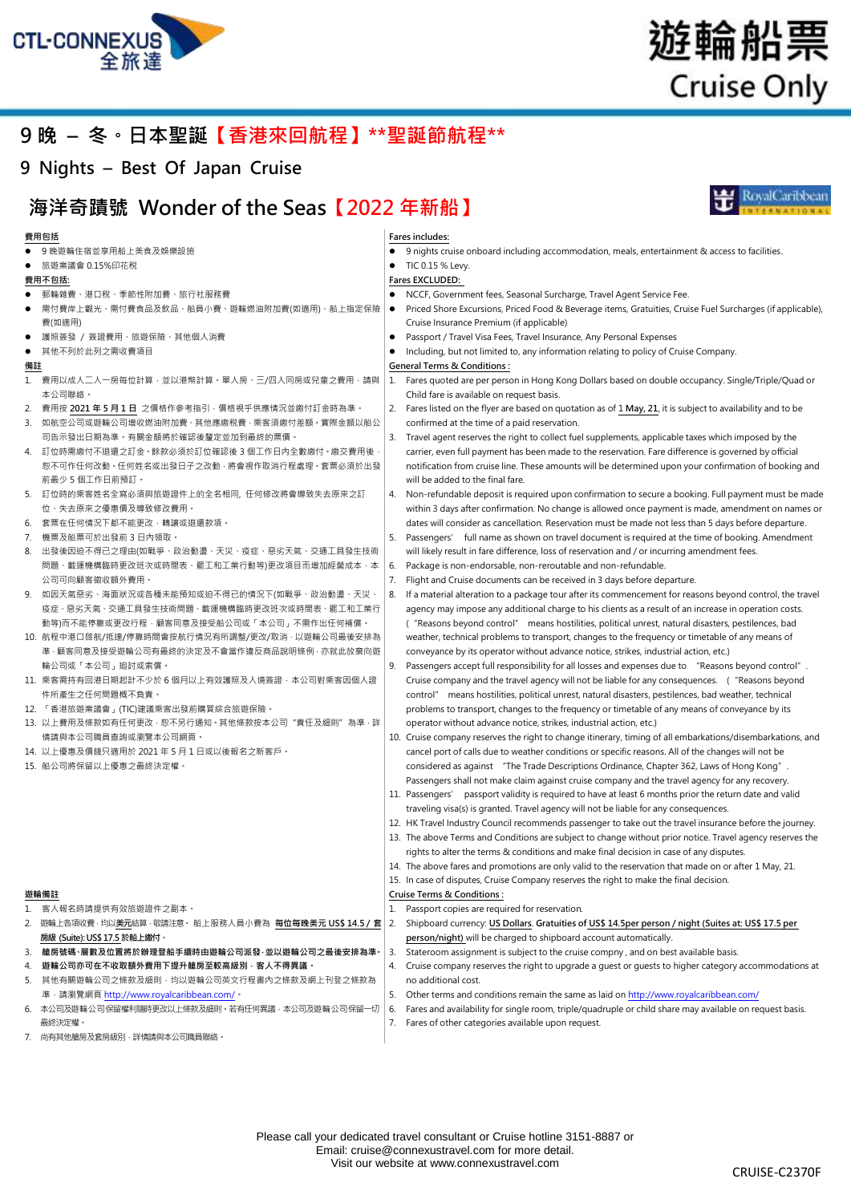CTL-CONNEXUS 全旅達

# 遊輪船票 Cruise Only

## 9 晚 – 冬。日本聖誕【香港來回航程】**聖誕節航程**

## 9 Nights – Best Of Japan Cruise

## 海洋奇蹟號 Wonder of the Seas【2022 年新船】

**費用包括**

- 9 晚遊輪住宿並享用船上美食及娛樂設施
- 旅遊業議會 0.15%印花稅

**費用不包括:**

- 郵輪雜費、港口稅、季節性附加費、旅行社服務費
- 需付費岸上觀光、需付費食品及飲品、船員小費、遊輪燃油附加費(如適用)、船上指定保險費(如適用)
- 護照簽發 / 簽證費用、旅遊保險、其他個人消費
- 其他不列於此列之需收費項目

**備註**

1. 費用以成人二人一房每位計算，並以港幣計算。單人房、三/四人同房或兒童之費用，請與本公司聯絡。
2. 費用按 2021 年 5 月 1 日 之價格作參考指引，價格視乎供應情況並繳付訂金時為準。
3. 如航空公司或遊輪公司增收燃油附加費、其他應繳稅費，乘客須繳付差額。實際金額以船公司告示發出日期為準。有關金額將於確認後釐定並加到最終的票價。
4. 訂位時需繳付不退還之訂金。餘款必須於訂位確認後 3 個工作日內全數繳付。繳交費用後，恕不可作任何改動。任何姓名或出發日子之改動，將會視作取消行程處理。套票必須於出發前最少 5 個工作日前預訂。
5. 訂位時的乘客姓名全寫必須與旅遊證件上的全名相同，任何修改將會導致失去原來之訂位、失去原來之優惠價及導致修改費用。
6. 套票在任何情況下都不能更改，轉讓或退還款項。
7. 機票及船票可於出發前 3 日內領取。
8. 出發後因迫不得已之理由(如戰爭、政治動盪、天災、瘟疫、惡劣天氣、交通工具發生技術問題、載運機構臨時更改班次或時間表、罷工和工業行動等)更改項目而增加經營成本，本公司可向顧客徵收額外費用。
9. 如因天氣惡劣、海面狀況或各種未能預知或迫不得已的情況下(如戰爭、政治動盪、天災、瘟疫、惡劣天氣、交通工具發生技術問題、載運機構臨時更改班次或時間表、罷工和工業行動等)而不能停靠或更改行程，顧客同意及接受船公司或「本公司」不需作出任何補償。
10. 航程中港口啓航/抵達/停靠時間會按航行情況有所調整/更改/取消，以遊輪公司最後安排為準，顧客同意及接受遊輪公司有最終的決定及不會當作違反商品說明條例，亦就此放棄向遊輪公司或「本公司」追討或索償。
11. 乘客需持有回港日期起計不少於 6 個月以上有效護照及入境簽證，本公司對乘客因個人證件所產生之任何問題概不負責。
12. 「香港旅遊業議會」(TIC)建議乘客出發前購買綜合旅遊保險。
13. 以上費用及條款如有任何更改，恕不另行通知。其他條款按本公司 "責任及細則" 為準。詳情請與本公司職員查詢或瀏覽本公司網頁。
14. 以上優惠及價錢只適用於 2021 年 5 月 1 日或以後報名之新客戶。
15. 船公司將保留以上優惠之最終決定權。

**遊輪備註**

1. 客人報名時請提供有效旅遊證件之副本。
2. 遊輪上各項收費，均以美元結算，敬請注意。船上服務人員小費為 **每位每晚美元 US$ 14.5 / 套房級 (Suite): US$ 17.5 於船上繳付**。
3. **艙房號碼，層數及位置將於辦理登船手續時由遊輪公司派發，並以遊輪公司之最後安排為準。**
4. **遊輪公司亦可在不收取額外費用下提升艙房至較高級別，客人不得異議。**
5. 其他有關遊輪公司之條款及細則，均以遊輪公司英文行程書內之條款及網上刊登之條款為準，請瀏覽網頁 http://www.royalcaribbean.com/。
6. 本公司及遊輪公司保留權利隨時更改以上條款及細則。若有任何異議，本公司及遊輪公司保留一切最終決定權。
7. 尚有其他艙房及套房級別，詳情請與本公司職員聯絡。

**Fares includes:**

- 9 nights cruise onboard including accommodation, meals, entertainment & access to facilities.
- TIC 0.15 % Levy.

**Fares EXCLUDED:**

- NCCF, Government fees, Seasonal Surcharge, Travel Agent Service Fee.
- Priced Shore Excursions, Priced Food & Beverage items, Gratuities, Cruise Fuel Surcharges (if applicable), Cruise Insurance Premium (if applicable)
- Passport / Travel Visa Fees, Travel Insurance, Any Personal Expenses
- Including, but not limited to, any information relating to policy of Cruise Company.

**General Terms & Conditions :**

1. Fares quoted are per person in Hong Kong Dollars based on double occupancy. Single/Triple/Quad or Child fare is available on request basis.
2. Fares listed on the flyer are based on quotation as of 1 May, 21, it is subject to availability and to be confirmed at the time of a paid reservation.
3. Travel agent reserves the right to collect fuel supplements, applicable taxes which imposed by the carrier, even full payment has been made to the reservation. Fare difference is governed by official notification from cruise line. These amounts will be determined upon your confirmation of booking and will be added to the final fare.
4. Non-refundable deposit is required upon confirmation to secure a booking. Full payment must be made within 3 days after confirmation. No change is allowed once payment is made, amendment on names or dates will consider as cancellation. Reservation must be made not less than 5 days before departure.
5. Passengers' full name as shown on travel document is required at the time of booking. Amendment will likely result in fare difference, loss of reservation and / or incurring amendment fees.
6. Package is non-endorsable, non-reroutable and non-refundable.
7. Flight and Cruise documents can be received in 3 days before departure.
8. If a material alteration to a package tour after its commencement for reasons beyond control, the travel agency may impose any additional charge to his clients as a result of an increase in operation costs. ("Reasons beyond control" means hostilities, political unrest, natural disasters, pestilences, bad weather, technical problems to transport, changes to the frequency or timetable of any means of conveyance by its operator without advance notice, strikes, industrial action, etc.)
9. Passengers accept full responsibility for all losses and expenses due to "Reasons beyond control". Cruise company and the travel agency will not be liable for any consequences. ("Reasons beyond control" means hostilities, political unrest, natural disasters, pestilences, bad weather, technical problems to transport, changes to the frequency or timetable of any means of conveyance by its operator without advance notice, strikes, industrial action, etc.)
10. Cruise company reserves the right to change itinerary, timing of all embarkations/disembarkations, and cancel port of calls due to weather conditions or specific reasons. All of the changes will not be considered as against "The Trade Descriptions Ordinance, Chapter 362, Laws of Hong Kong". Passengers shall not make claim against cruise company and the travel agency for any recovery.
11. Passengers' passport validity is required to have at least 6 months prior the return date and valid traveling visa(s) is granted. Travel agency will not be liable for any consequences.
12. HK Travel Industry Council recommends passenger to take out the travel insurance before the journey.
13. The above Terms and Conditions are subject to change without prior notice. Travel agency reserves the rights to alter the terms & conditions and make final decision in case of any disputes.
14. The above fares and promotions are only valid to the reservation that made on or after 1 May, 21.
15. In case of disputes, Cruise Company reserves the right to make the final decision.

**Cruise Terms & Conditions :**

1. Passport copies are required for reservation.
2. Shipboard currency: US Dollars. **Gratuities of US$ 14.5per person / night (Suites at: US$ 17.5 per person/night)** will be charged to shipboard account automatically.
3. Stateroom assignment is subject to the cruise compny , and on best available basis.
4. Cruise company reserves the right to upgrade a guest or guests to higher category accommodations at no additional cost.
5. Other terms and conditions remain the same as laid on http://www.royalcaribbean.com/
6. Fares and availability for single room, triple/quadruple or child share may available on request basis.
7. Fares of other categories available upon request.

Please call your dedicated travel consultant or Cruise hotline 3151-8887 or
Email: cruise@connexustravel.com for more detail.
Visit our website at www.connexustravel.com

CRUISE-C2370F